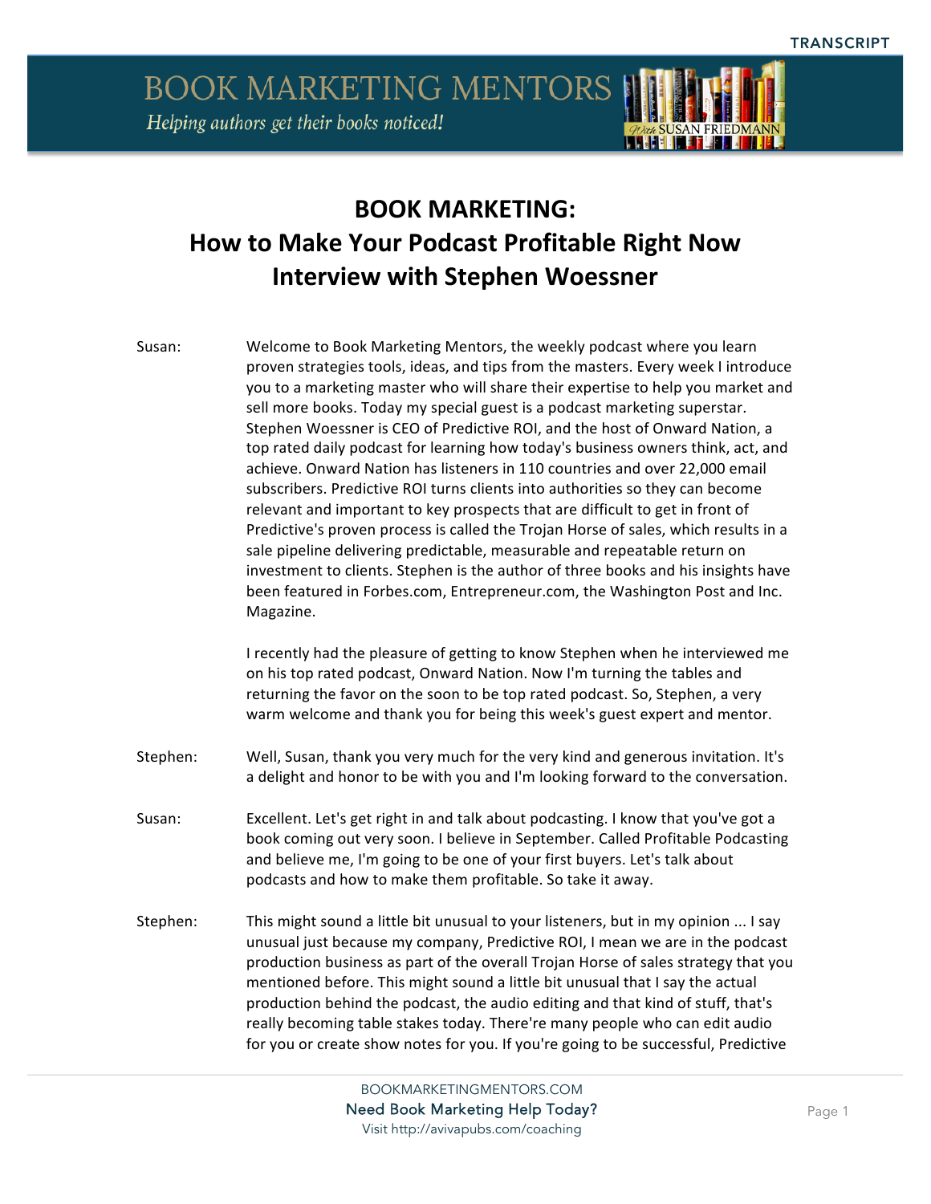# BOOK MARKETING:
# How to Make Your Podcast Profitable Right Now
# Interview with Stephen Woessner

**Susan:** Welcome to Book Marketing Mentors, the weekly podcast where you learn proven strategies tools, ideas, and tips from the masters. Every week I introduce you to a marketing master who will share their expertise to help you market and sell more books. Today my special guest is a podcast marketing superstar. Stephen Woessner is CEO of Predictive ROI, and the host of Onward Nation, a top rated daily podcast for learning how today's business owners think, act, and achieve. Onward Nation has listeners in 110 countries and over 22,000 email subscribers. Predictive ROI turns clients into authorities so they can become relevant and important to key prospects that are difficult to get in front of Predictive's proven process is called the Trojan Horse of sales, which results in a sale pipeline delivering predictable, measurable and repeatable return on investment to clients. Stephen is the author of three books and his insights have been featured in Forbes.com, Entrepreneur.com, the Washington Post and Inc. Magazine.

I recently had the pleasure of getting to know Stephen when he interviewed me on his top rated podcast, Onward Nation. Now I'm turning the tables and returning the favor on the soon to be top rated podcast. So, Stephen, a very warm welcome and thank you for being this week's guest expert and mentor.

**Stephen:** Well, Susan, thank you very much for the very kind and generous invitation. It's a delight and honor to be with you and I'm looking forward to the conversation.

**Susan:** Excellent. Let's get right in and talk about podcasting. I know that you've got a book coming out very soon. I believe in September. Called Profitable Podcasting and believe me, I'm going to be one of your first buyers. Let's talk about podcasts and how to make them profitable. So take it away.

**Stephen:** This might sound a little bit unusual to your listeners, but in my opinion ... I say unusual just because my company, Predictive ROI, I mean we are in the podcast production business as part of the overall Trojan Horse of sales strategy that you mentioned before. This might sound a little bit unusual that I say the actual production behind the podcast, the audio editing and that kind of stuff, that's really becoming table stakes today. There're many people who can edit audio for you or create show notes for you. If you're going to be successful, Predictive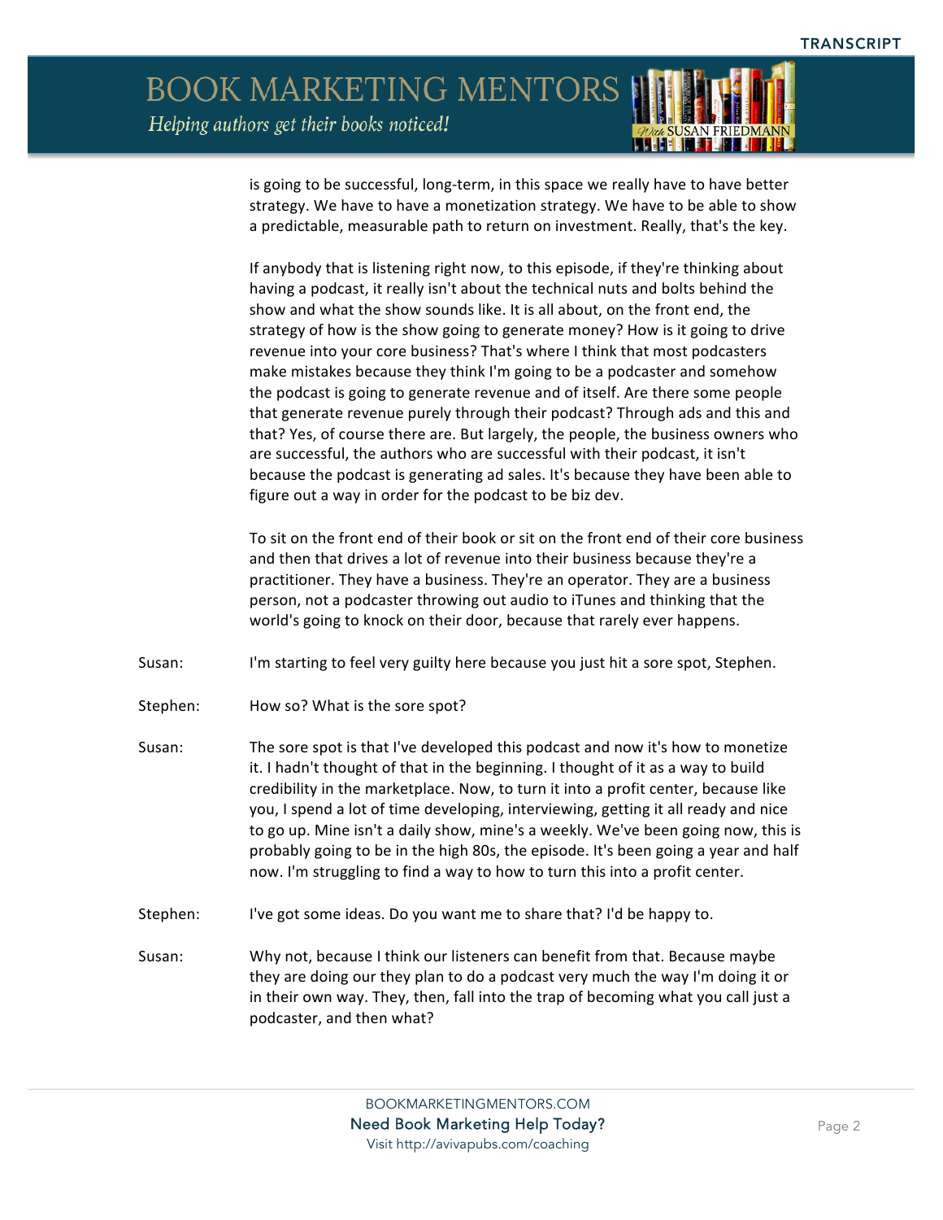is going to be successful, long-term, in this space we really have to have better strategy. We have to have a monetization strategy. We have to be able to show a predictable, measurable path to return on investment. Really, that's the key.

If anybody that is listening right now, to this episode, if they're thinking about having a podcast, it really isn't about the technical nuts and bolts behind the show and what the show sounds like. It is all about, on the front end, the strategy of how is the show going to generate money? How is it going to drive revenue into your core business? That's where I think that most podcasters make mistakes because they think I'm going to be a podcaster and somehow the podcast is going to generate revenue and of itself. Are there some people that generate revenue purely through their podcast? Through ads and this and that? Yes, of course there are. But largely, the people, the business owners who are successful, the authors who are successful with their podcast, it isn't because the podcast is generating ad sales. It's because they have been able to figure out a way in order for the podcast to be biz dev.

To sit on the front end of their book or sit on the front end of their core business and then that drives a lot of revenue into their business because they're a practitioner. They have a business. They're an operator. They are a business person, not a podcaster throwing out audio to iTunes and thinking that the world's going to knock on their door, because that rarely ever happens.

Susan: I'm starting to feel very guilty here because you just hit a sore spot, Stephen.

Stephen: How so? What is the sore spot?

Susan: The sore spot is that I've developed this podcast and now it's how to monetize it. I hadn't thought of that in the beginning. I thought of it as a way to build credibility in the marketplace. Now, to turn it into a profit center, because like you, I spend a lot of time developing, interviewing, getting it all ready and nice to go up. Mine isn't a daily show, mine's a weekly. We've been going now, this is probably going to be in the high 80s, the episode. It's been going a year and half now. I'm struggling to find a way to how to turn this into a profit center.

Stephen: I've got some ideas. Do you want me to share that? I'd be happy to.

Susan: Why not, because I think our listeners can benefit from that. Because maybe they are doing our they plan to do a podcast very much the way I'm doing it or in their own way. They, then, fall into the trap of becoming what you call just a podcaster, and then what?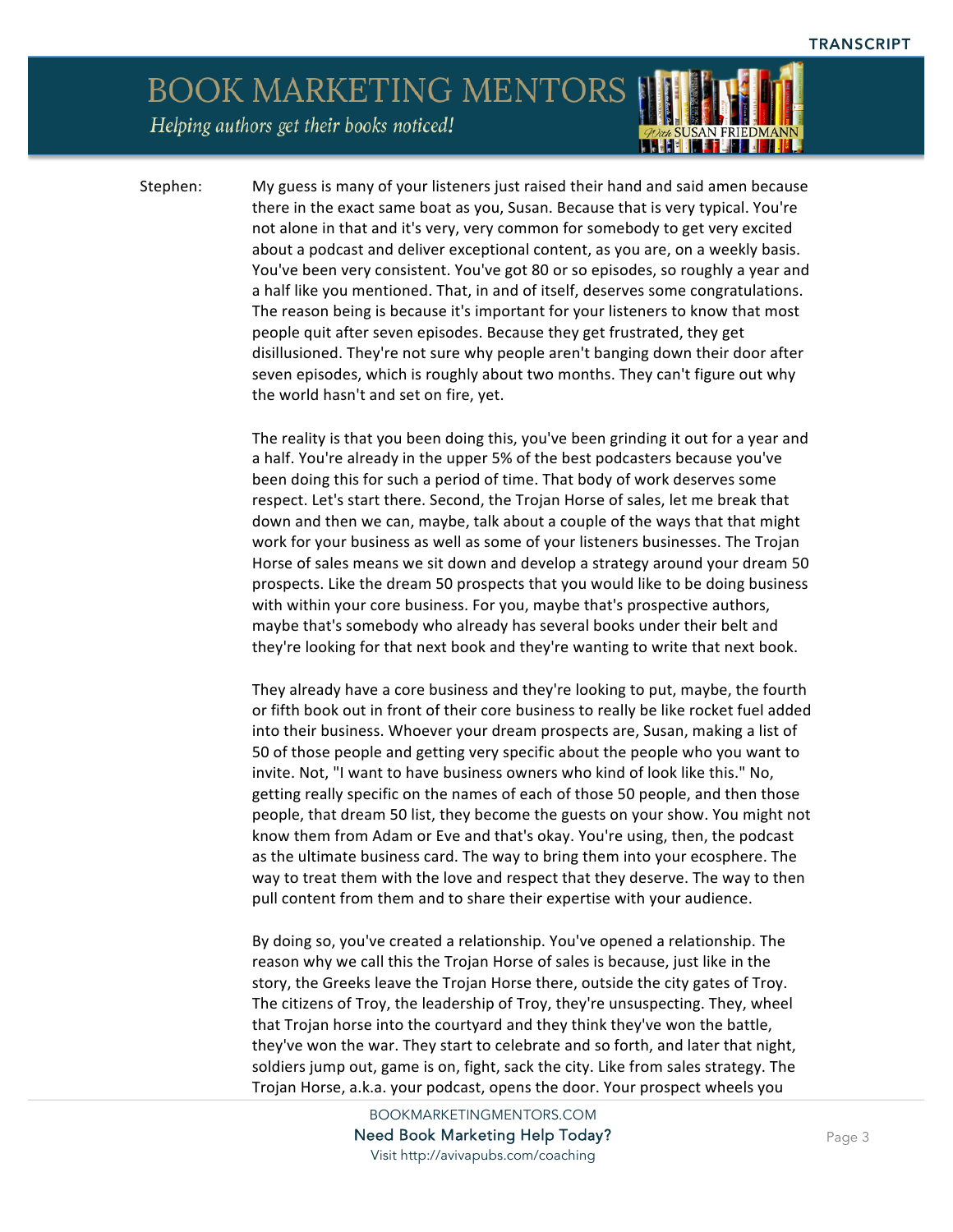Stephen: My guess is many of your listeners just raised their hand and said amen because there in the exact same boat as you, Susan. Because that is very typical. You're not alone in that and it's very, very common for somebody to get very excited about a podcast and deliver exceptional content, as you are, on a weekly basis. You've been very consistent. You've got 80 or so episodes, so roughly a year and a half like you mentioned. That, in and of itself, deserves some congratulations. The reason being is because it's important for your listeners to know that most people quit after seven episodes. Because they get frustrated, they get disillusioned. They're not sure why people aren't banging down their door after seven episodes, which is roughly about two months. They can't figure out why the world hasn't and set on fire, yet.

The reality is that you been doing this, you've been grinding it out for a year and a half. You're already in the upper 5% of the best podcasters because you've been doing this for such a period of time. That body of work deserves some respect. Let's start there. Second, the Trojan Horse of sales, let me break that down and then we can, maybe, talk about a couple of the ways that that might work for your business as well as some of your listeners businesses. The Trojan Horse of sales means we sit down and develop a strategy around your dream 50 prospects. Like the dream 50 prospects that you would like to be doing business with within your core business. For you, maybe that's prospective authors, maybe that's somebody who already has several books under their belt and they're looking for that next book and they're wanting to write that next book.

They already have a core business and they're looking to put, maybe, the fourth or fifth book out in front of their core business to really be like rocket fuel added into their business. Whoever your dream prospects are, Susan, making a list of 50 of those people and getting very specific about the people who you want to invite. Not, "I want to have business owners who kind of look like this." No, getting really specific on the names of each of those 50 people, and then those people, that dream 50 list, they become the guests on your show. You might not know them from Adam or Eve and that's okay. You're using, then, the podcast as the ultimate business card. The way to bring them into your ecosphere. The way to treat them with the love and respect that they deserve. The way to then pull content from them and to share their expertise with your audience.

By doing so, you've created a relationship. You've opened a relationship. The reason why we call this the Trojan Horse of sales is because, just like in the story, the Greeks leave the Trojan Horse there, outside the city gates of Troy. The citizens of Troy, the leadership of Troy, they're unsuspecting. They, wheel that Trojan horse into the courtyard and they think they've won the battle, they've won the war. They start to celebrate and so forth, and later that night, soldiers jump out, game is on, fight, sack the city. Like from sales strategy. The Trojan Horse, a.k.a. your podcast, opens the door. Your prospect wheels you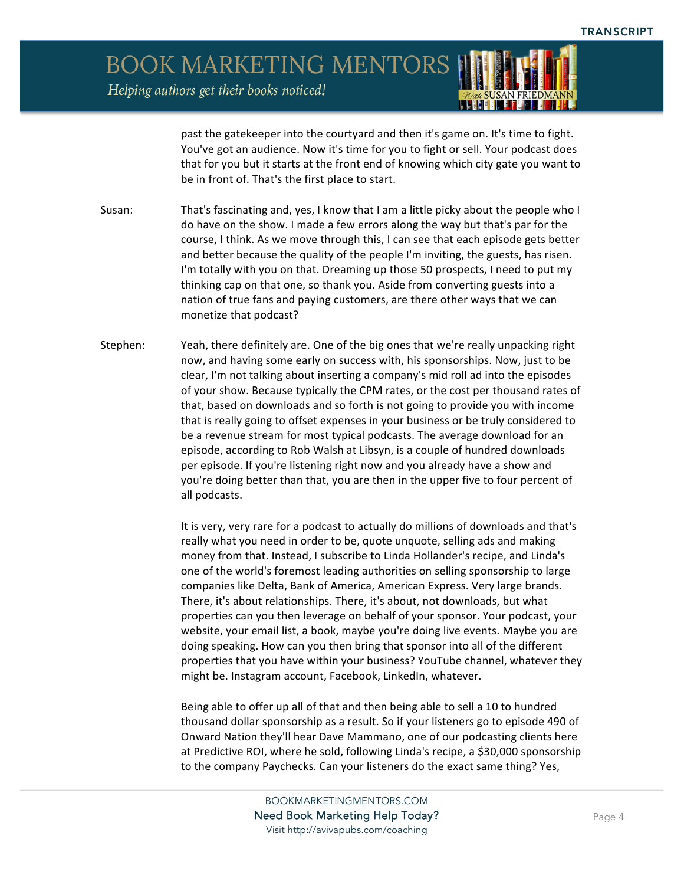past the gatekeeper into the courtyard and then it's game on. It's time to fight. You've got an audience. Now it's time for you to fight or sell. Your podcast does that for you but it starts at the front end of knowing which city gate you want to be in front of. That's the first place to start.

Susan: That's fascinating and, yes, I know that I am a little picky about the people who I do have on the show. I made a few errors along the way but that's par for the course, I think. As we move through this, I can see that each episode gets better and better because the quality of the people I'm inviting, the guests, has risen. I'm totally with you on that. Dreaming up those 50 prospects, I need to put my thinking cap on that one, so thank you. Aside from converting guests into a nation of true fans and paying customers, are there other ways that we can monetize that podcast?

Stephen: Yeah, there definitely are. One of the big ones that we're really unpacking right now, and having some early on success with, his sponsorships. Now, just to be clear, I'm not talking about inserting a company's mid roll ad into the episodes of your show. Because typically the CPM rates, or the cost per thousand rates of that, based on downloads and so forth is not going to provide you with income that is really going to offset expenses in your business or be truly considered to be a revenue stream for most typical podcasts. The average download for an episode, according to Rob Walsh at Libsyn, is a couple of hundred downloads per episode. If you're listening right now and you already have a show and you're doing better than that, you are then in the upper five to four percent of all podcasts.

It is very, very rare for a podcast to actually do millions of downloads and that's really what you need in order to be, quote unquote, selling ads and making money from that. Instead, I subscribe to Linda Hollander's recipe, and Linda's one of the world's foremost leading authorities on selling sponsorship to large companies like Delta, Bank of America, American Express. Very large brands. There, it's about relationships. There, it's about, not downloads, but what properties can you then leverage on behalf of your sponsor. Your podcast, your website, your email list, a book, maybe you're doing live events. Maybe you are doing speaking. How can you then bring that sponsor into all of the different properties that you have within your business? YouTube channel, whatever they might be. Instagram account, Facebook, LinkedIn, whatever.

Being able to offer up all of that and then being able to sell a 10 to hundred thousand dollar sponsorship as a result. So if your listeners go to episode 490 of Onward Nation they'll hear Dave Mammano, one of our podcasting clients here at Predictive ROI, where he sold, following Linda's recipe, a $30,000 sponsorship to the company Paychecks. Can your listeners do the exact same thing? Yes,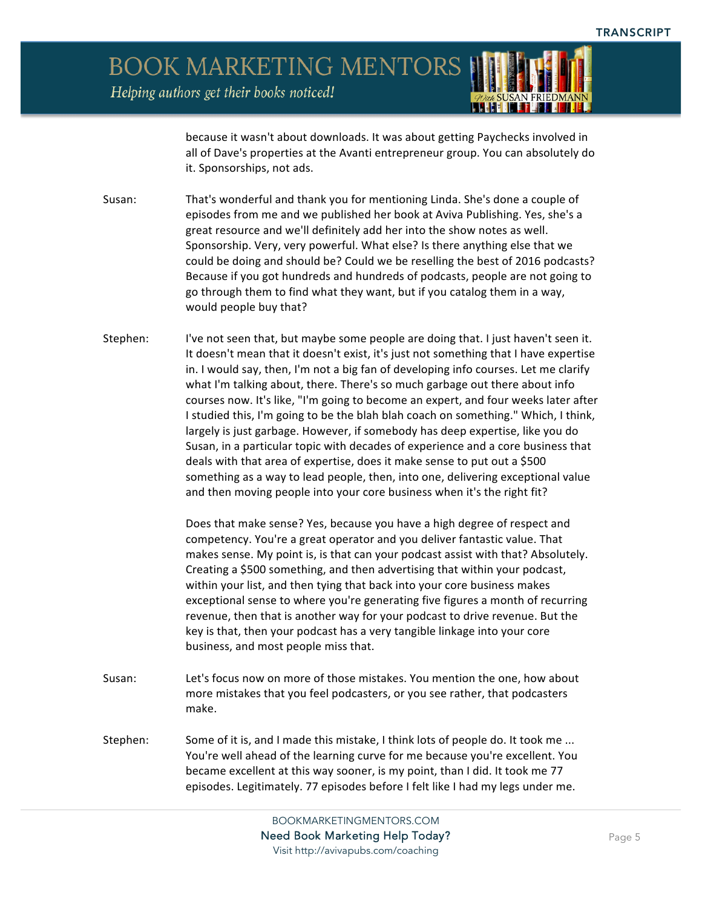because it wasn't about downloads. It was about getting Paychecks involved in all of Dave's properties at the Avanti entrepreneur group. You can absolutely do it. Sponsorships, not ads.

Susan: That's wonderful and thank you for mentioning Linda. She's done a couple of episodes from me and we published her book at Aviva Publishing. Yes, she's a great resource and we'll definitely add her into the show notes as well. Sponsorship. Very, very powerful. What else? Is there anything else that we could be doing and should be? Could we be reselling the best of 2016 podcasts? Because if you got hundreds and hundreds of podcasts, people are not going to go through them to find what they want, but if you catalog them in a way, would people buy that?

Stephen: I've not seen that, but maybe some people are doing that. I just haven't seen it. It doesn't mean that it doesn't exist, it's just not something that I have expertise in. I would say, then, I'm not a big fan of developing info courses. Let me clarify what I'm talking about, there. There's so much garbage out there about info courses now. It's like, "I'm going to become an expert, and four weeks later after I studied this, I'm going to be the blah blah coach on something." Which, I think, largely is just garbage. However, if somebody has deep expertise, like you do Susan, in a particular topic with decades of experience and a core business that deals with that area of expertise, does it make sense to put out a $500 something as a way to lead people, then, into one, delivering exceptional value and then moving people into your core business when it's the right fit?

Does that make sense? Yes, because you have a high degree of respect and competency. You're a great operator and you deliver fantastic value. That makes sense. My point is, is that can your podcast assist with that? Absolutely. Creating a $500 something, and then advertising that within your podcast, within your list, and then tying that back into your core business makes exceptional sense to where you're generating five figures a month of recurring revenue, then that is another way for your podcast to drive revenue. But the key is that, then your podcast has a very tangible linkage into your core business, and most people miss that.

Susan: Let's focus now on more of those mistakes. You mention the one, how about more mistakes that you feel podcasters, or you see rather, that podcasters make.

Stephen: Some of it is, and I made this mistake, I think lots of people do. It took me ... You're well ahead of the learning curve for me because you're excellent. You became excellent at this way sooner, is my point, than I did. It took me 77 episodes. Legitimately. 77 episodes before I felt like I had my legs under me.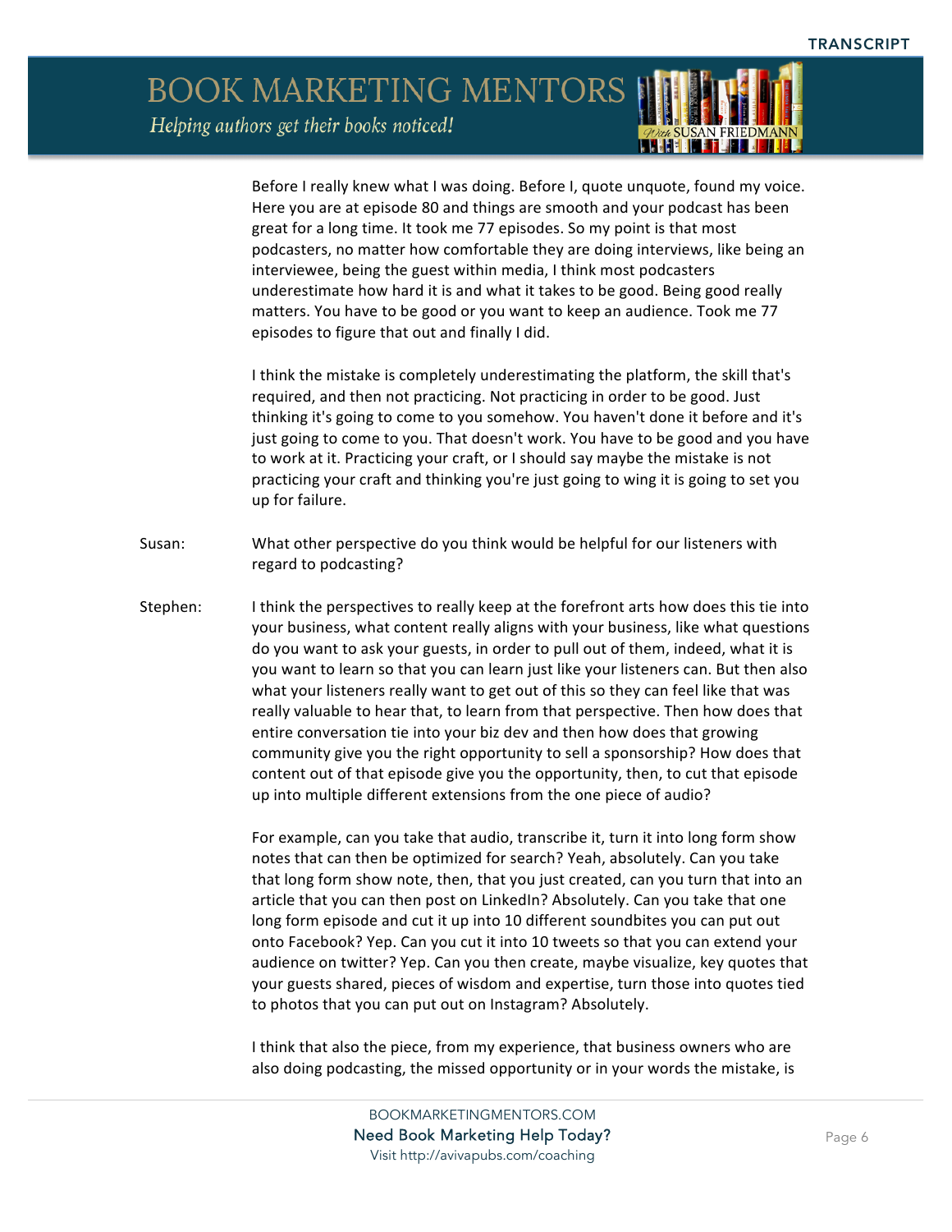Before I really knew what I was doing. Before I, quote unquote, found my voice. Here you are at episode 80 and things are smooth and your podcast has been great for a long time. It took me 77 episodes. So my point is that most podcasters, no matter how comfortable they are doing interviews, like being an interviewee, being the guest within media, I think most podcasters underestimate how hard it is and what it takes to be good. Being good really matters. You have to be good or you want to keep an audience. Took me 77 episodes to figure that out and finally I did.

I think the mistake is completely underestimating the platform, the skill that's required, and then not practicing. Not practicing in order to be good. Just thinking it's going to come to you somehow. You haven't done it before and it's just going to come to you. That doesn't work. You have to be good and you have to work at it. Practicing your craft, or I should say maybe the mistake is not practicing your craft and thinking you're just going to wing it is going to set you up for failure.

Susan: What other perspective do you think would be helpful for our listeners with regard to podcasting?

Stephen: I think the perspectives to really keep at the forefront arts how does this tie into your business, what content really aligns with your business, like what questions do you want to ask your guests, in order to pull out of them, indeed, what it is you want to learn so that you can learn just like your listeners can. But then also what your listeners really want to get out of this so they can feel like that was really valuable to hear that, to learn from that perspective. Then how does that entire conversation tie into your biz dev and then how does that growing community give you the right opportunity to sell a sponsorship? How does that content out of that episode give you the opportunity, then, to cut that episode up into multiple different extensions from the one piece of audio?

For example, can you take that audio, transcribe it, turn it into long form show notes that can then be optimized for search? Yeah, absolutely. Can you take that long form show note, then, that you just created, can you turn that into an article that you can then post on LinkedIn? Absolutely. Can you take that one long form episode and cut it up into 10 different soundbites you can put out onto Facebook? Yep. Can you cut it into 10 tweets so that you can extend your audience on twitter? Yep. Can you then create, maybe visualize, key quotes that your guests shared, pieces of wisdom and expertise, turn those into quotes tied to photos that you can put out on Instagram? Absolutely.

I think that also the piece, from my experience, that business owners who are also doing podcasting, the missed opportunity or in your words the mistake, is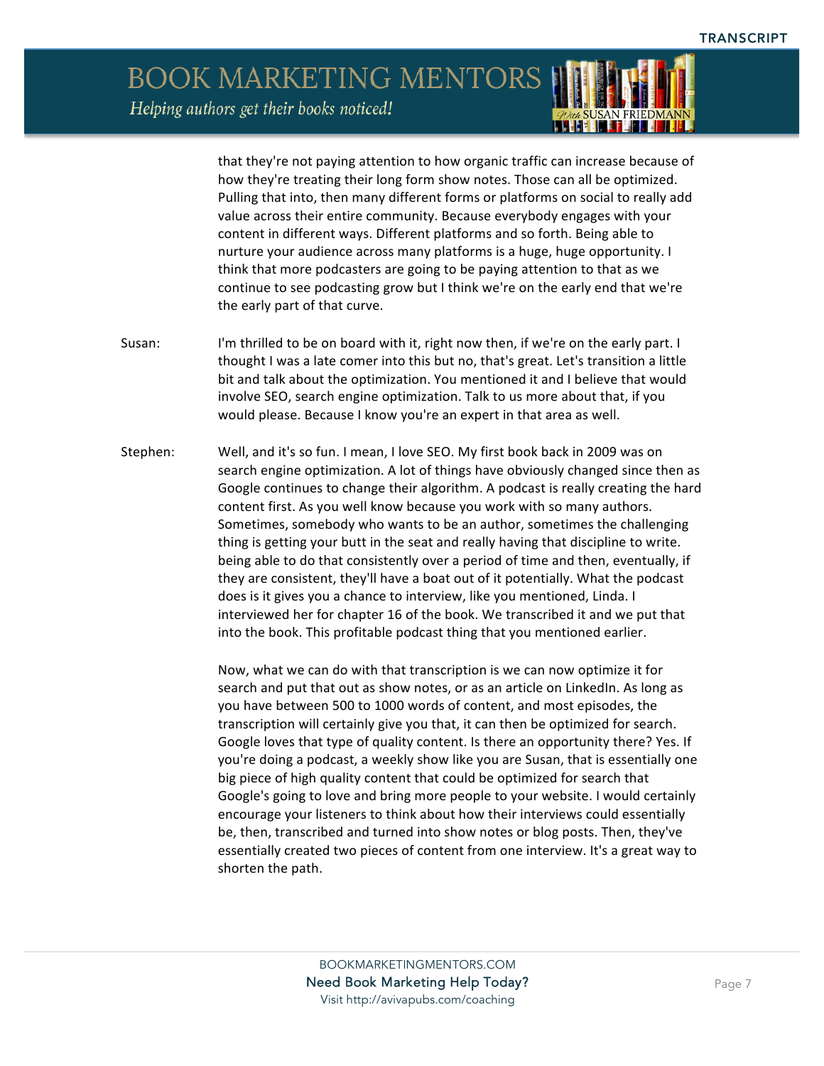that they're not paying attention to how organic traffic can increase because of how they're treating their long form show notes. Those can all be optimized. Pulling that into, then many different forms or platforms on social to really add value across their entire community. Because everybody engages with your content in different ways. Different platforms and so forth. Being able to nurture your audience across many platforms is a huge, huge opportunity. I think that more podcasters are going to be paying attention to that as we continue to see podcasting grow but I think we're on the early end that we're the early part of that curve.

**Susan:** I'm thrilled to be on board with it, right now then, if we're on the early part. I thought I was a late comer into this but no, that's great. Let's transition a little bit and talk about the optimization. You mentioned it and I believe that would involve SEO, search engine optimization. Talk to us more about that, if you would please. Because I know you're an expert in that area as well.

**Stephen:** Well, and it's so fun. I mean, I love SEO. My first book back in 2009 was on search engine optimization. A lot of things have obviously changed since then as Google continues to change their algorithm. A podcast is really creating the hard content first. As you well know because you work with so many authors. Sometimes, somebody who wants to be an author, sometimes the challenging thing is getting your butt in the seat and really having that discipline to write. being able to do that consistently over a period of time and then, eventually, if they are consistent, they'll have a boat out of it potentially. What the podcast does is it gives you a chance to interview, like you mentioned, Linda. I interviewed her for chapter 16 of the book. We transcribed it and we put that into the book. This profitable podcast thing that you mentioned earlier.

Now, what we can do with that transcription is we can now optimize it for search and put that out as show notes, or as an article on LinkedIn. As long as you have between 500 to 1000 words of content, and most episodes, the transcription will certainly give you that, it can then be optimized for search. Google loves that type of quality content. Is there an opportunity there? Yes. If you're doing a podcast, a weekly show like you are Susan, that is essentially one big piece of high quality content that could be optimized for search that Google's going to love and bring more people to your website. I would certainly encourage your listeners to think about how their interviews could essentially be, then, transcribed and turned into show notes or blog posts. Then, they've essentially created two pieces of content from one interview. It's a great way to shorten the path.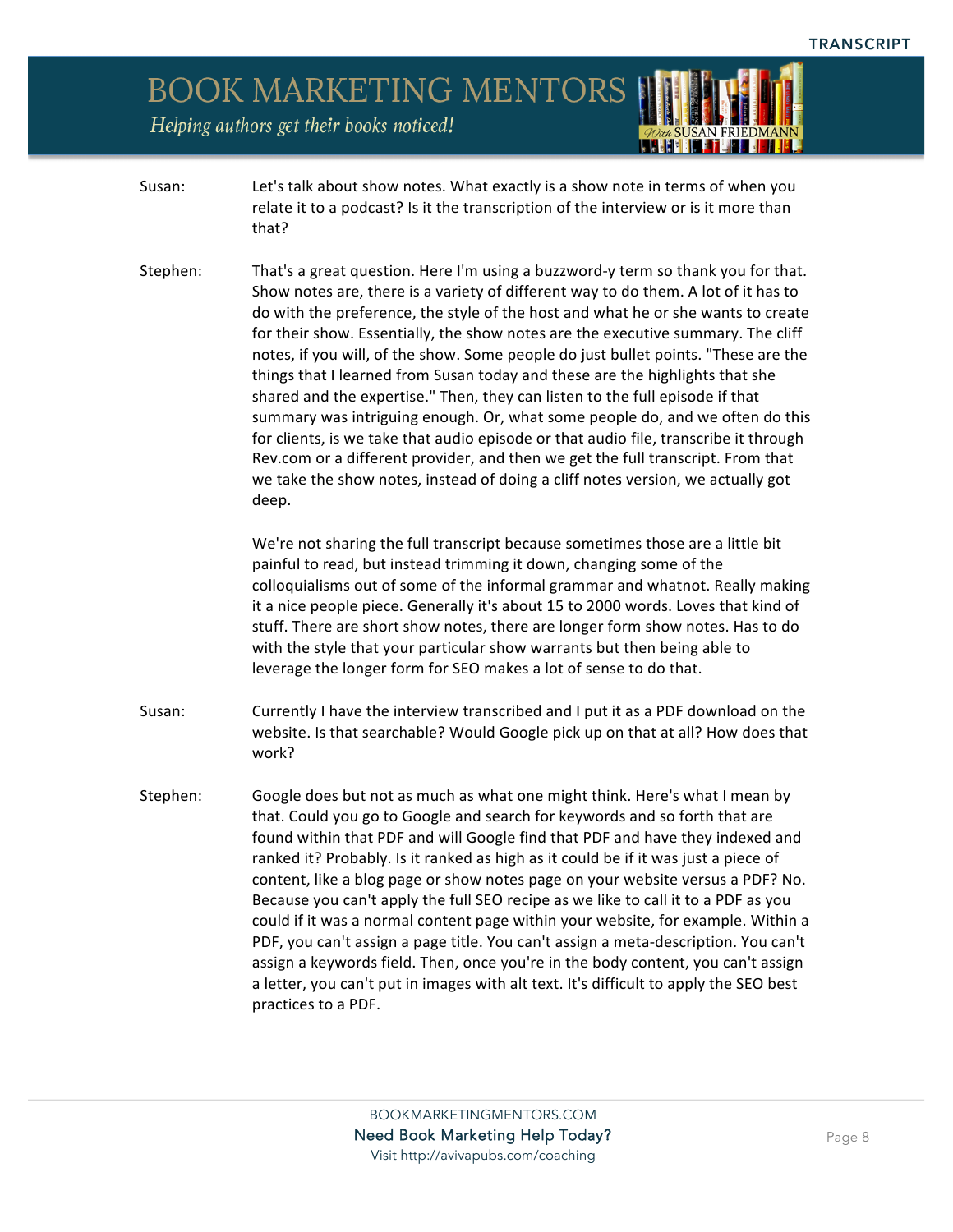Susan: Let's talk about show notes. What exactly is a show note in terms of when you relate it to a podcast? Is it the transcription of the interview or is it more than that?

Stephen: That's a great question. Here I'm using a buzzword-y term so thank you for that. Show notes are, there is a variety of different way to do them. A lot of it has to do with the preference, the style of the host and what he or she wants to create for their show. Essentially, the show notes are the executive summary. The cliff notes, if you will, of the show. Some people do just bullet points. "These are the things that I learned from Susan today and these are the highlights that she shared and the expertise." Then, they can listen to the full episode if that summary was intriguing enough. Or, what some people do, and we often do this for clients, is we take that audio episode or that audio file, transcribe it through Rev.com or a different provider, and then we get the full transcript. From that we take the show notes, instead of doing a cliff notes version, we actually got deep.

We're not sharing the full transcript because sometimes those are a little bit painful to read, but instead trimming it down, changing some of the colloquialisms out of some of the informal grammar and whatnot. Really making it a nice people piece. Generally it's about 15 to 2000 words. Loves that kind of stuff. There are short show notes, there are longer form show notes. Has to do with the style that your particular show warrants but then being able to leverage the longer form for SEO makes a lot of sense to do that.

Susan: Currently I have the interview transcribed and I put it as a PDF download on the website. Is that searchable? Would Google pick up on that at all? How does that work?

Stephen: Google does but not as much as what one might think. Here's what I mean by that. Could you go to Google and search for keywords and so forth that are found within that PDF and will Google find that PDF and have they indexed and ranked it? Probably. Is it ranked as high as it could be if it was just a piece of content, like a blog page or show notes page on your website versus a PDF? No. Because you can't apply the full SEO recipe as we like to call it to a PDF as you could if it was a normal content page within your website, for example. Within a PDF, you can't assign a page title. You can't assign a meta-description. You can't assign a keywords field. Then, once you're in the body content, you can't assign a letter, you can't put in images with alt text. It's difficult to apply the SEO best practices to a PDF.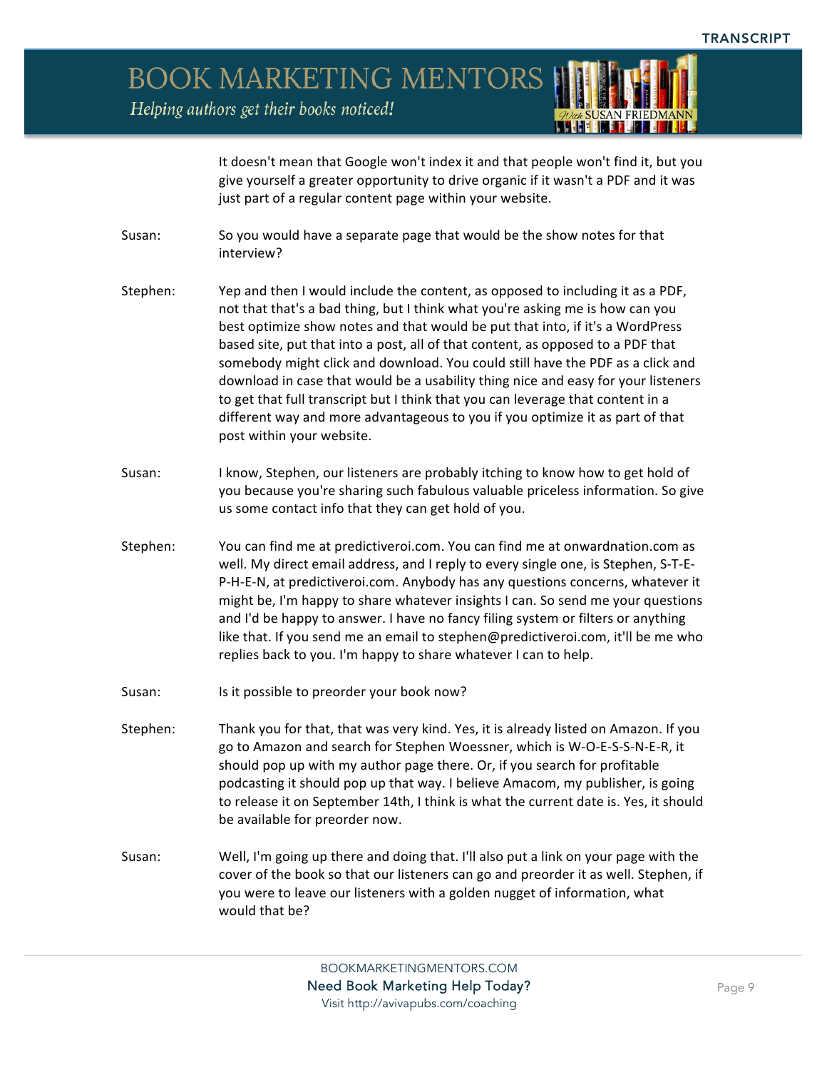It doesn't mean that Google won't index it and that people won't find it, but you give yourself a greater opportunity to drive organic if it wasn't a PDF and it was just part of a regular content page within your website.

Susan: So you would have a separate page that would be the show notes for that interview?

Stephen: Yep and then I would include the content, as opposed to including it as a PDF, not that that's a bad thing, but I think what you're asking me is how can you best optimize show notes and that would be put that into, if it's a WordPress based site, put that into a post, all of that content, as opposed to a PDF that somebody might click and download. You could still have the PDF as a click and download in case that would be a usability thing nice and easy for your listeners to get that full transcript but I think that you can leverage that content in a different way and more advantageous to you if you optimize it as part of that post within your website.

Susan: I know, Stephen, our listeners are probably itching to know how to get hold of you because you're sharing such fabulous valuable priceless information. So give us some contact info that they can get hold of you.

Stephen: You can find me at predictiveroi.com. You can find me at onwardnation.com as well. My direct email address, and I reply to every single one, is Stephen, S-T-E-P-H-E-N, at predictiveroi.com. Anybody has any questions concerns, whatever it might be, I'm happy to share whatever insights I can. So send me your questions and I'd be happy to answer. I have no fancy filing system or filters or anything like that. If you send me an email to stephen@predictiveroi.com, it'll be me who replies back to you. I'm happy to share whatever I can to help.

Susan: Is it possible to preorder your book now?

Stephen: Thank you for that, that was very kind. Yes, it is already listed on Amazon. If you go to Amazon and search for Stephen Woessner, which is W-O-E-S-S-N-E-R, it should pop up with my author page there. Or, if you search for profitable podcasting it should pop up that way. I believe Amacom, my publisher, is going to release it on September 14th, I think is what the current date is. Yes, it should be available for preorder now.

Susan: Well, I'm going up there and doing that. I'll also put a link on your page with the cover of the book so that our listeners can go and preorder it as well. Stephen, if you were to leave our listeners with a golden nugget of information, what would that be?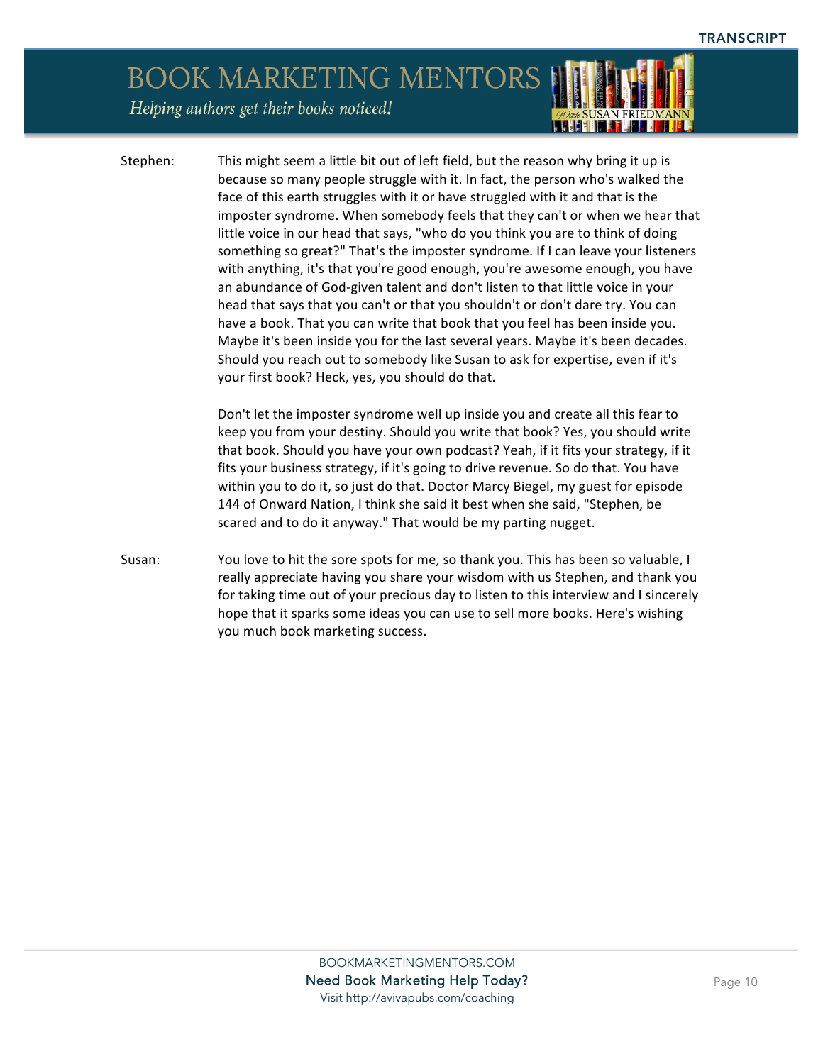Stephen: This might seem a little bit out of left field, but the reason why bring it up is because so many people struggle with it. In fact, the person who's walked the face of this earth struggles with it or have struggled with it and that is the imposter syndrome. When somebody feels that they can't or when we hear that little voice in our head that says, "who do you think you are to think of doing something so great?" That's the imposter syndrome. If I can leave your listeners with anything, it's that you're good enough, you're awesome enough, you have an abundance of God-given talent and don't listen to that little voice in your head that says that you can't or that you shouldn't or don't dare try. You can have a book. That you can write that book that you feel has been inside you. Maybe it's been inside you for the last several years. Maybe it's been decades. Should you reach out to somebody like Susan to ask for expertise, even if it's your first book? Heck, yes, you should do that.

Don't let the imposter syndrome well up inside you and create all this fear to keep you from your destiny. Should you write that book? Yes, you should write that book. Should you have your own podcast? Yeah, if it fits your strategy, if it fits your business strategy, if it's going to drive revenue. So do that. You have within you to do it, so just do that. Doctor Marcy Biegel, my guest for episode 144 of Onward Nation, I think she said it best when she said, "Stephen, be scared and to do it anyway." That would be my parting nugget.

Susan: You love to hit the sore spots for me, so thank you. This has been so valuable, I really appreciate having you share your wisdom with us Stephen, and thank you for taking time out of your precious day to listen to this interview and I sincerely hope that it sparks some ideas you can use to sell more books. Here's wishing you much book marketing success.